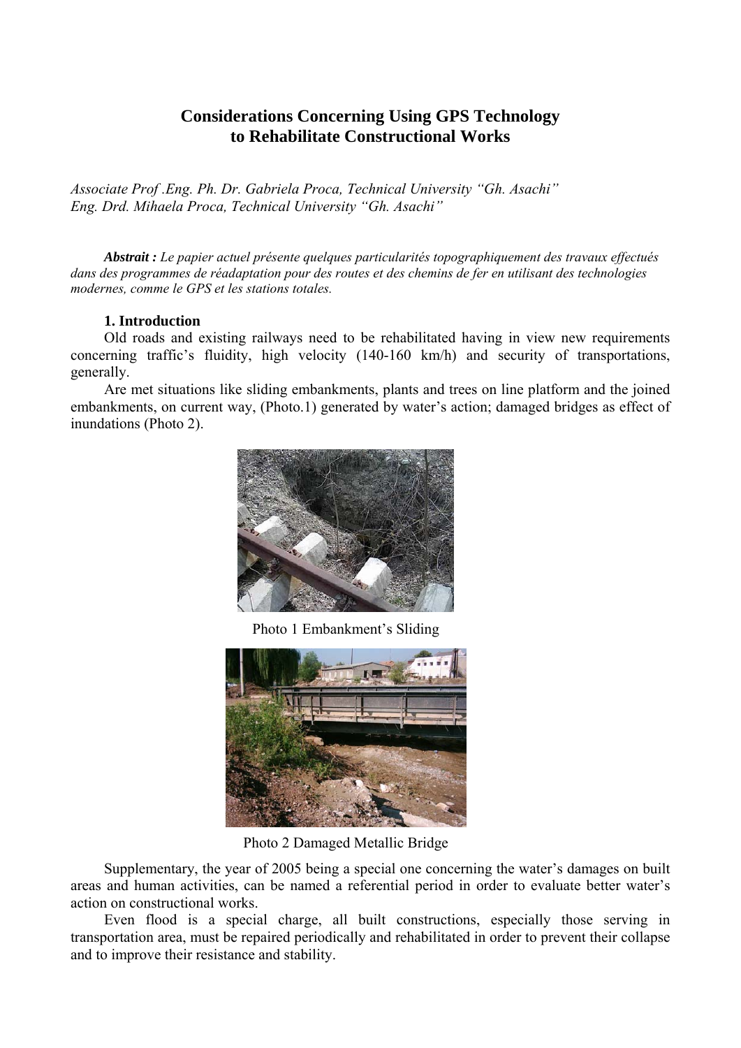# Considerations Concerning Using GPS Technology to Rehabilitate Constructional Works

*Associate Prof .Eng. Ph. Dr. Gabriela Proca, Technical University "Gh. Asachi"*
*Eng. Drd. Mihaela Proca, Technical University "Gh. Asachi"*

***Abstrait :*** *Le papier actuel présente quelques particularités topographiquement des travaux effectués dans des programmes de réadaptation pour des routes et des chemins de fer en utilisant des technologies modernes, comme le GPS et les stations totales.*

## 1. Introduction

Old roads and existing railways need to be rehabilitated having in view new requirements concerning traffic's fluidity, high velocity (140-160 km/h) and security of transportations, generally.

Are met situations like sliding embankments, plants and trees on line platform and the joined embankments, on current way, (Photo.1) generated by water's action; damaged bridges as effect of inundations (Photo 2).

Photo 1 Embankment's Sliding

Photo 2 Damaged Metallic Bridge

Supplementary, the year of 2005 being a special one concerning the water's damages on built areas and human activities, can be named a referential period in order to evaluate better water's action on constructional works.

Even flood is a special charge, all built constructions, especially those serving in transportation area, must be repaired periodically and rehabilitated in order to prevent their collapse and to improve their resistance and stability.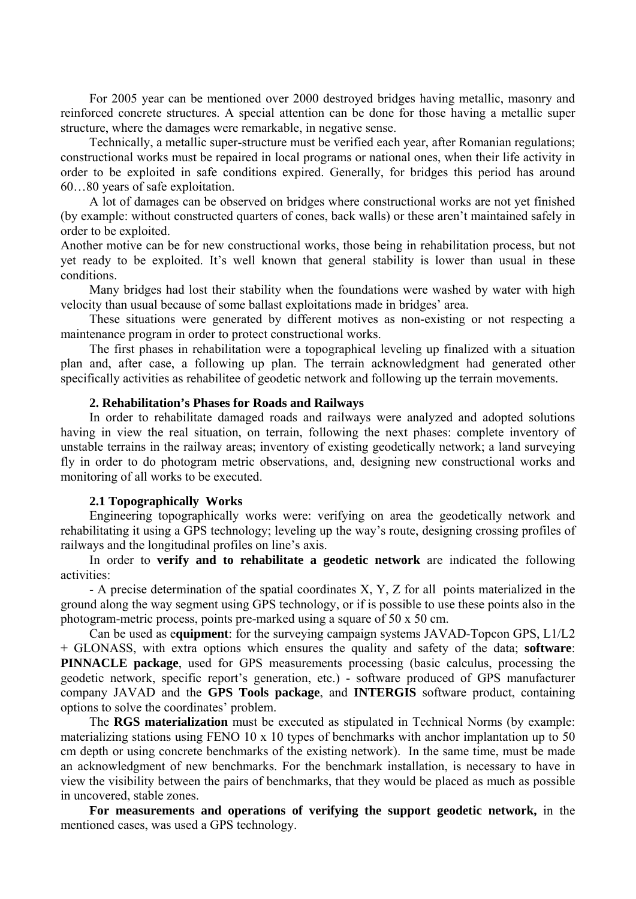For 2005 year can be mentioned over 2000 destroyed bridges having metallic, masonry and reinforced concrete structures. A special attention can be done for those having a metallic super structure, where the damages were remarkable, in negative sense.

Technically, a metallic super-structure must be verified each year, after Romanian regulations; constructional works must be repaired in local programs or national ones, when their life activity in order to be exploited in safe conditions expired. Generally, for bridges this period has around 60…80 years of safe exploitation.

A lot of damages can be observed on bridges where constructional works are not yet finished (by example: without constructed quarters of cones, back walls) or these aren't maintained safely in order to be exploited.

Another motive can be for new constructional works, those being in rehabilitation process, but not yet ready to be exploited. It's well known that general stability is lower than usual in these conditions.

Many bridges had lost their stability when the foundations were washed by water with high velocity than usual because of some ballast exploitations made in bridges' area.

These situations were generated by different motives as non-existing or not respecting a maintenance program in order to protect constructional works.

The first phases in rehabilitation were a topographical leveling up finalized with a situation plan and, after case, a following up plan. The terrain acknowledgment had generated other specifically activities as rehabilitee of geodetic network and following up the terrain movements.

## 2. Rehabilitation's Phases for Roads and Railways

In order to rehabilitate damaged roads and railways were analyzed and adopted solutions having in view the real situation, on terrain, following the next phases: complete inventory of unstable terrains in the railway areas; inventory of existing geodetically network; a land surveying fly in order to do photogram metric observations, and, designing new constructional works and monitoring of all works to be executed.

### 2.1 Topographically Works

Engineering topographically works were: verifying on area the geodetically network and rehabilitating it using a GPS technology; leveling up the way's route, designing crossing profiles of railways and the longitudinal profiles on line's axis.

In order to **verify and to rehabilitate a geodetic network** are indicated the following activities:

- A precise determination of the spatial coordinates X, Y, Z for all points materialized in the ground along the way segment using GPS technology, or if is possible to use these points also in the photogram-metric process, points pre-marked using a square of 50 x 50 cm.

Can be used as e**quipment**: for the surveying campaign systems JAVAD-Topcon GPS, L1/L2 + GLONASS, with extra options which ensures the quality and safety of the data; **software**: **PINNACLE package**, used for GPS measurements processing (basic calculus, processing the geodetic network, specific report's generation, etc.) - software produced of GPS manufacturer company JAVAD and the **GPS Tools package**, and **INTERGIS** software product, containing options to solve the coordinates' problem.

The **RGS materialization** must be executed as stipulated in Technical Norms (by example: materializing stations using FENO 10 x 10 types of benchmarks with anchor implantation up to 50 cm depth or using concrete benchmarks of the existing network). In the same time, must be made an acknowledgment of new benchmarks. For the benchmark installation, is necessary to have in view the visibility between the pairs of benchmarks, that they would be placed as much as possible in uncovered, stable zones.

**For measurements and operations of verifying the support geodetic network,** in the mentioned cases, was used a GPS technology.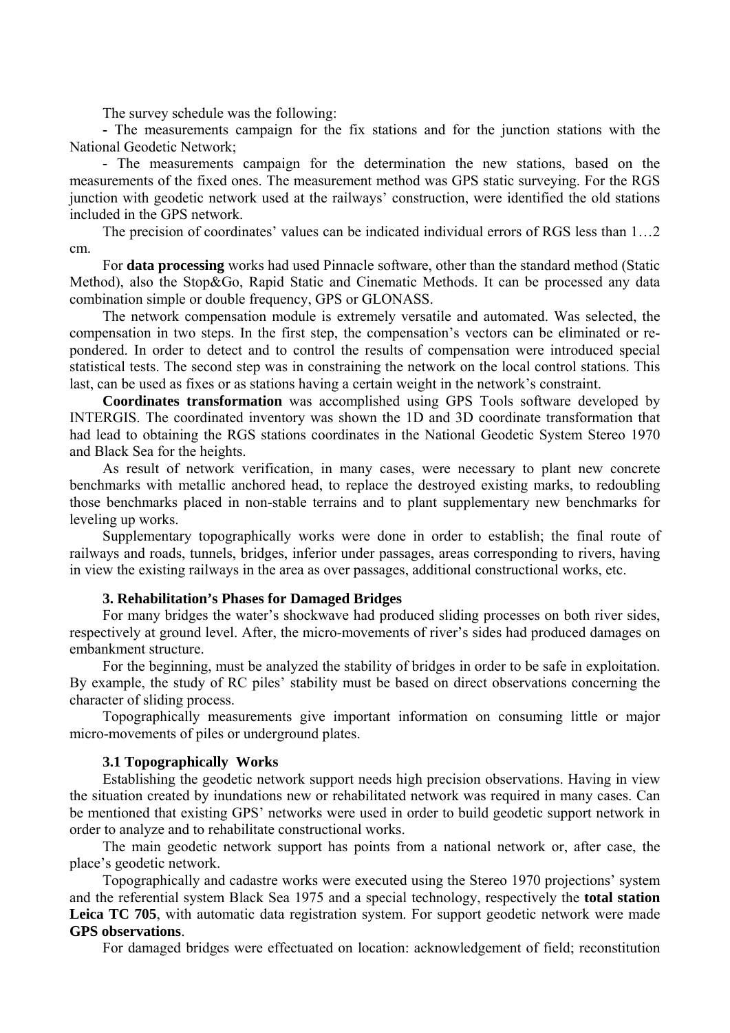The survey schedule was the following:

- The measurements campaign for the fix stations and for the junction stations with the National Geodetic Network;
- The measurements campaign for the determination the new stations, based on the measurements of the fixed ones. The measurement method was GPS static surveying. For the RGS junction with geodetic network used at the railways' construction, were identified the old stations included in the GPS network.

The precision of coordinates' values can be indicated individual errors of RGS less than 1…2 cm.

For **data processing** works had used Pinnacle software, other than the standard method (Static Method), also the Stop&Go, Rapid Static and Cinematic Methods. It can be processed any data combination simple or double frequency, GPS or GLONASS.

The network compensation module is extremely versatile and automated. Was selected, the compensation in two steps. In the first step, the compensation's vectors can be eliminated or re-pondered. In order to detect and to control the results of compensation were introduced special statistical tests. The second step was in constraining the network on the local control stations. This last, can be used as fixes or as stations having a certain weight in the network's constraint.

**Coordinates transformation** was accomplished using GPS Tools software developed by INTERGIS. The coordinated inventory was shown the 1D and 3D coordinate transformation that had lead to obtaining the RGS stations coordinates in the National Geodetic System Stereo 1970 and Black Sea for the heights.

As result of network verification, in many cases, were necessary to plant new concrete benchmarks with metallic anchored head, to replace the destroyed existing marks, to redoubling those benchmarks placed in non-stable terrains and to plant supplementary new benchmarks for leveling up works.

Supplementary topographically works were done in order to establish; the final route of railways and roads, tunnels, bridges, inferior under passages, areas corresponding to rivers, having in view the existing railways in the area as over passages, additional constructional works, etc.

## 3. Rehabilitation's Phases for Damaged Bridges

For many bridges the water's shockwave had produced sliding processes on both river sides, respectively at ground level. After, the micro-movements of river's sides had produced damages on embankment structure.

For the beginning, must be analyzed the stability of bridges in order to be safe in exploitation. By example, the study of RC piles' stability must be based on direct observations concerning the character of sliding process.

Topographically measurements give important information on consuming little or major micro-movements of piles or underground plates.

### 3.1 Topographically Works

Establishing the geodetic network support needs high precision observations. Having in view the situation created by inundations new or rehabilitated network was required in many cases. Can be mentioned that existing GPS' networks were used in order to build geodetic support network in order to analyze and to rehabilitate constructional works.

The main geodetic network support has points from a national network or, after case, the place's geodetic network.

Topographically and cadastre works were executed using the Stereo 1970 projections' system and the referential system Black Sea 1975 and a special technology, respectively the **total station Leica TC 705**, with automatic data registration system. For support geodetic network were made **GPS observations**.

For damaged bridges were effectuated on location: acknowledgement of field; reconstitution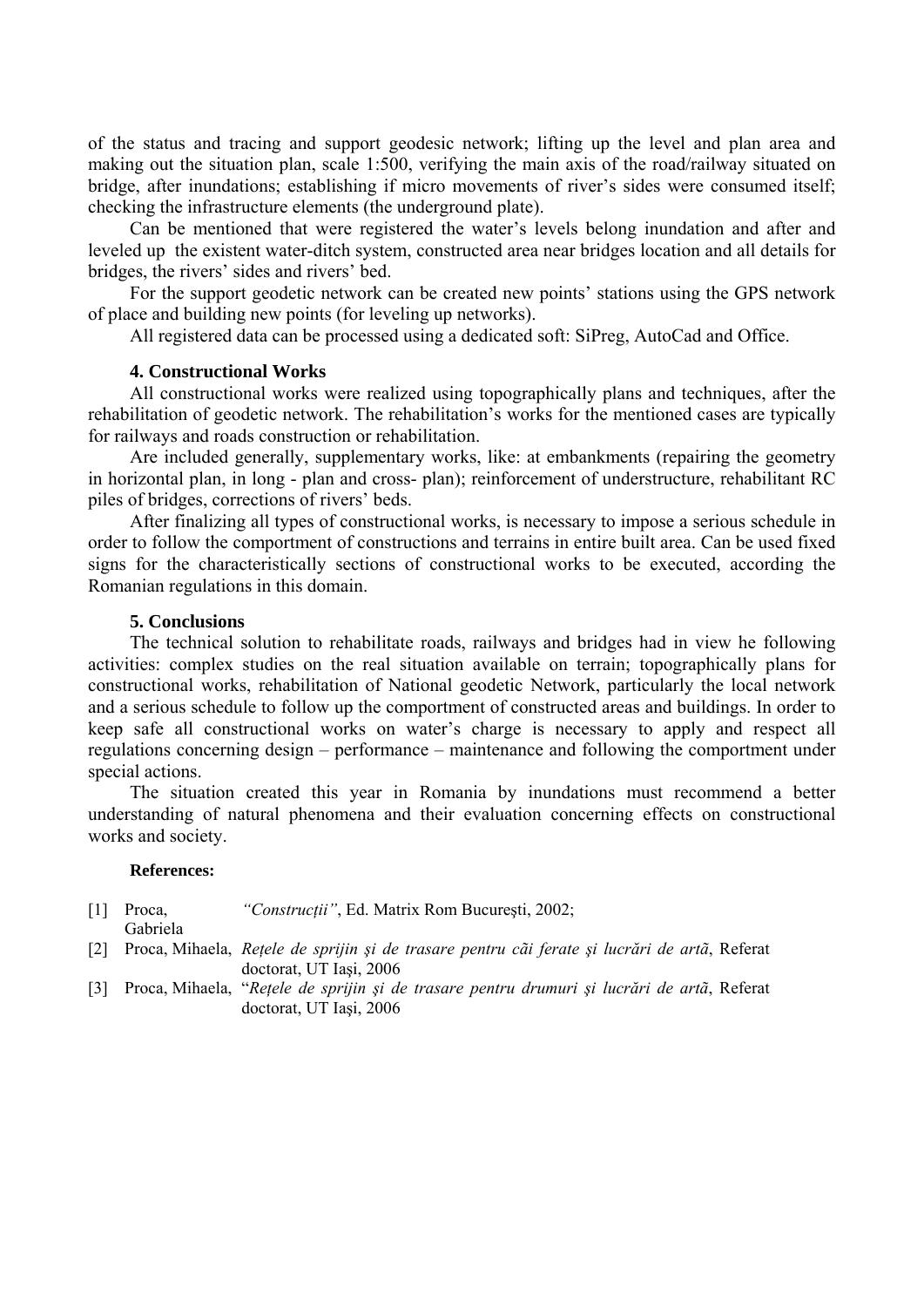of the status and tracing and support geodesic network; lifting up the level and plan area and making out the situation plan, scale 1:500, verifying the main axis of the road/railway situated on bridge, after inundations; establishing if micro movements of river's sides were consumed itself; checking the infrastructure elements (the underground plate).

Can be mentioned that were registered the water's levels belong inundation and after and leveled up the existent water-ditch system, constructed area near bridges location and all details for bridges, the rivers' sides and rivers' bed.

For the support geodetic network can be created new points' stations using the GPS network of place and building new points (for leveling up networks).

All registered data can be processed using a dedicated soft: SiPreg, AutoCad and Office.

### 4. Constructional Works

All constructional works were realized using topographically plans and techniques, after the rehabilitation of geodetic network. The rehabilitation's works for the mentioned cases are typically for railways and roads construction or rehabilitation.

Are included generally, supplementary works, like: at embankments (repairing the geometry in horizontal plan, in long - plan and cross- plan); reinforcement of understructure, rehabilitant RC piles of bridges, corrections of rivers' beds.

After finalizing all types of constructional works, is necessary to impose a serious schedule in order to follow the comportment of constructions and terrains in entire built area. Can be used fixed signs for the characteristically sections of constructional works to be executed, according the Romanian regulations in this domain.

### 5. Conclusions

The technical solution to rehabilitate roads, railways and bridges had in view he following activities: complex studies on the real situation available on terrain; topographically plans for constructional works, rehabilitation of National geodetic Network, particularly the local network and a serious schedule to follow up the comportment of constructed areas and buildings. In order to keep safe all constructional works on water's charge is necessary to apply and respect all regulations concerning design – performance – maintenance and following the comportment under special actions.

The situation created this year in Romania by inundations must recommend a better understanding of natural phenomena and their evaluation concerning effects on constructional works and society.

**References:**

[1] Proca, Gabriela, *"Construcții"*, Ed. Matrix Rom București, 2002;

[2] Proca, Mihaela, *Rețele de sprijin și de trasare pentru căi ferate și lucrări de artă*, Referat doctorat, UT Iași, 2006

[3] Proca, Mihaela, "*Rețele de sprijin și de trasare pentru drumuri și lucrări de artă*, Referat doctorat, UT Iași, 2006